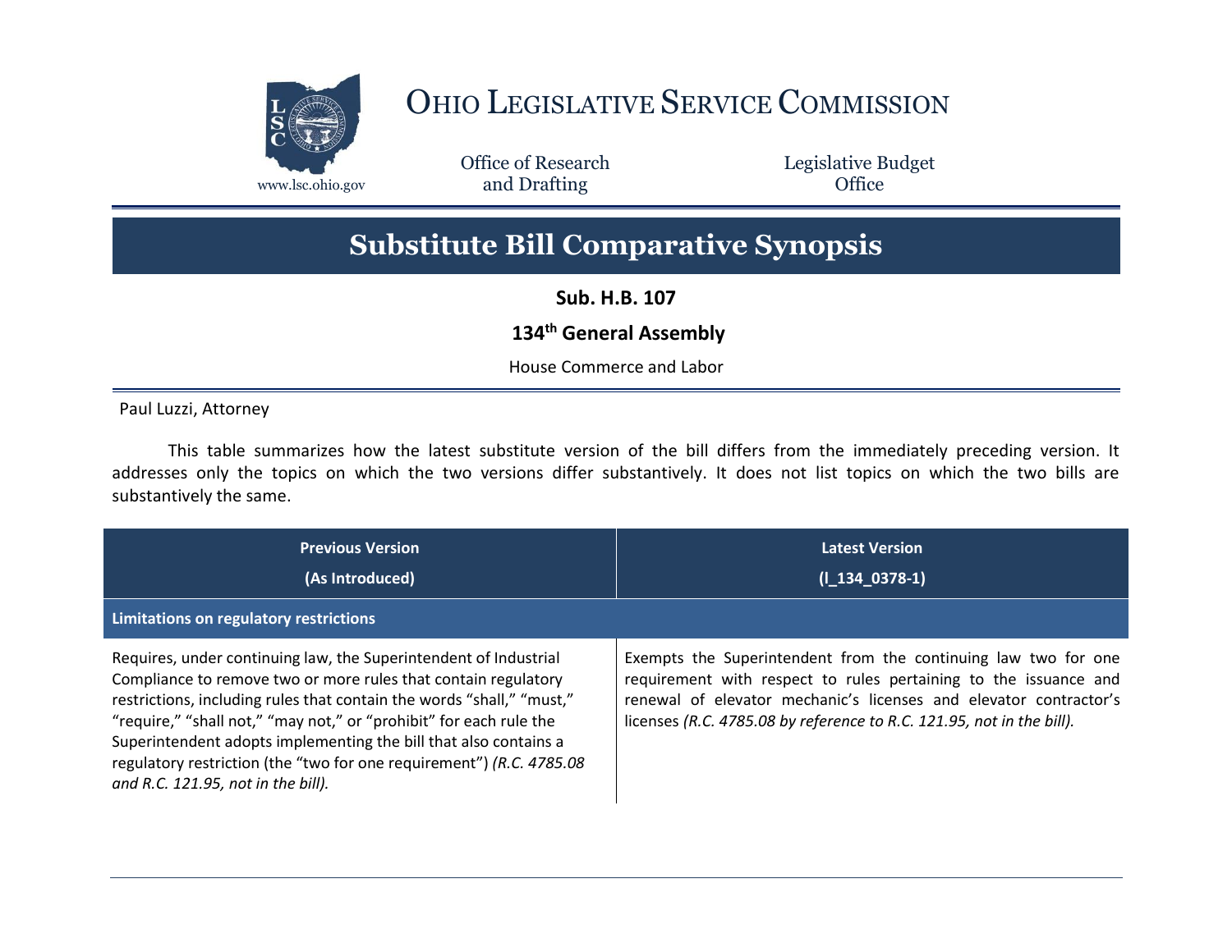OHIO LEGISLATIVE SERVICE COMMISSION

www.lsc.ohio.gov

Office of Research and Drafting

Legislative Budget Office

# Substitute Bill Comparative Synopsis

**Sub. H.B. 107**

**134th General Assembly**

House Commerce and Labor

Paul Luzzi, Attorney

This table summarizes how the latest substitute version of the bill differs from the immediately preceding version. It addresses only the topics on which the two versions differ substantively. It does not list topics on which the two bills are substantively the same.

| Previous Version (As Introduced) | Latest Version (l_134_0378-1) |
|---|---|
| **Limitations on regulatory restrictions** | |
| Requires, under continuing law, the Superintendent of Industrial Compliance to remove two or more rules that contain regulatory restrictions, including rules that contain the words "shall," "must," "require," "shall not," "may not," or "prohibit" for each rule the Superintendent adopts implementing the bill that also contains a regulatory restriction (the "two for one requirement") *(R.C. 4785.08 and R.C. 121.95, not in the bill).* | Exempts the Superintendent from the continuing law two for one requirement with respect to rules pertaining to the issuance and renewal of elevator mechanic's licenses and elevator contractor's licenses *(R.C. 4785.08 by reference to R.C. 121.95, not in the bill).* |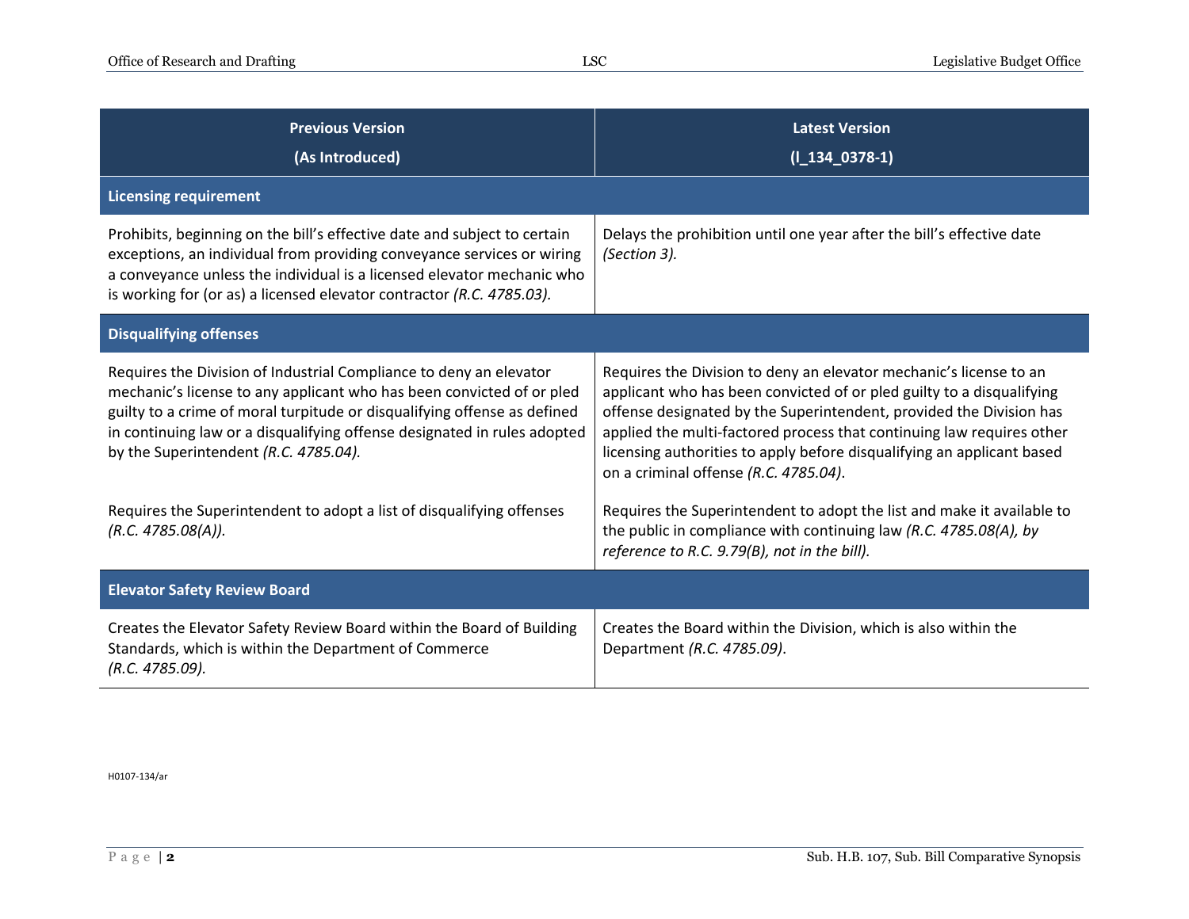| Previous Version (As Introduced) | Latest Version (l_134_0378-1) |
|---|---|
| **Licensing requirement** | |
| Prohibits, beginning on the bill's effective date and subject to certain exceptions, an individual from providing conveyance services or wiring a conveyance unless the individual is a licensed elevator mechanic who is working for (or as) a licensed elevator contractor *(R.C. 4785.03).* | Delays the prohibition until one year after the bill's effective date *(Section 3).* |
| **Disqualifying offenses** | |
| Requires the Division of Industrial Compliance to deny an elevator mechanic's license to any applicant who has been convicted of or pled guilty to a crime of moral turpitude or disqualifying offense as defined in continuing law or a disqualifying offense designated in rules adopted by the Superintendent *(R.C. 4785.04).* | Requires the Division to deny an elevator mechanic's license to an applicant who has been convicted of or pled guilty to a disqualifying offense designated by the Superintendent, provided the Division has applied the multi-factored process that continuing law requires other licensing authorities to apply before disqualifying an applicant based on a criminal offense *(R.C. 4785.04)*. |
| Requires the Superintendent to adopt a list of disqualifying offenses *(R.C. 4785.08(A)).* | Requires the Superintendent to adopt the list and make it available to the public in compliance with continuing law *(R.C. 4785.08(A), by reference to R.C. 9.79(B), not in the bill).* |
| **Elevator Safety Review Board** | |
| Creates the Elevator Safety Review Board within the Board of Building Standards, which is within the Department of Commerce *(R.C. 4785.09).* | Creates the Board within the Division, which is also within the Department *(R.C. 4785.09)*. |

H0107-134/ar